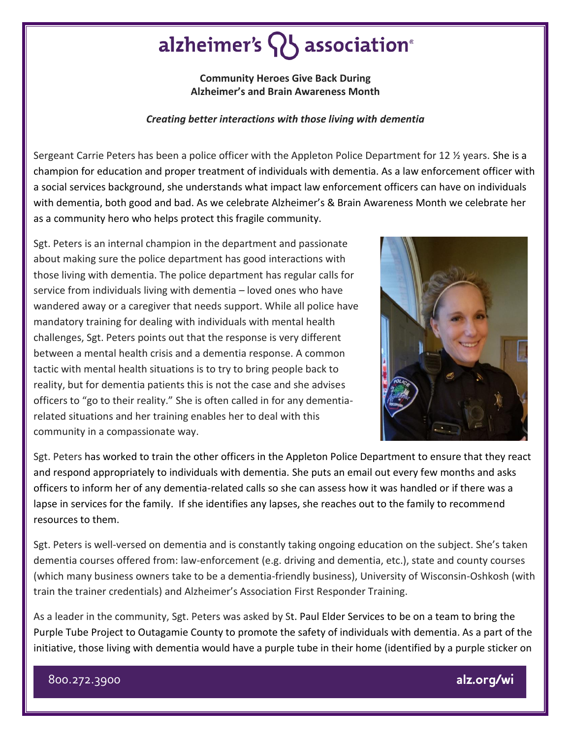# alzheimer's association

**Community Heroes Give Back During Alzheimer's and Brain Awareness Month**

***Creating better interactions with those living with dementia***

Sergeant Carrie Peters has been a police officer with the Appleton Police Department for 12 ½ years. She is a champion for education and proper treatment of individuals with dementia. As a law enforcement officer with a social services background, she understands what impact law enforcement officers can have on individuals with dementia, both good and bad. As we celebrate Alzheimer's & Brain Awareness Month we celebrate her as a community hero who helps protect this fragile community.

Sgt. Peters is an internal champion in the department and passionate about making sure the police department has good interactions with those living with dementia. The police department has regular calls for service from individuals living with dementia – loved ones who have wandered away or a caregiver that needs support. While all police have mandatory training for dealing with individuals with mental health challenges, Sgt. Peters points out that the response is very different between a mental health crisis and a dementia response. A common tactic with mental health situations is to try to bring people back to reality, but for dementia patients this is not the case and she advises officers to "go to their reality." She is often called in for any dementia-related situations and her training enables her to deal with this community in a compassionate way.

Sgt. Peters has worked to train the other officers in the Appleton Police Department to ensure that they react and respond appropriately to individuals with dementia. She puts an email out every few months and asks officers to inform her of any dementia-related calls so she can assess how it was handled or if there was a lapse in services for the family. If she identifies any lapses, she reaches out to the family to recommend resources to them.

Sgt. Peters is well-versed on dementia and is constantly taking ongoing education on the subject. She's taken dementia courses offered from: law-enforcement (e.g. driving and dementia, etc.), state and county courses (which many business owners take to be a dementia-friendly business), University of Wisconsin-Oshkosh (with train the trainer credentials) and Alzheimer's Association First Responder Training.

As a leader in the community, Sgt. Peters was asked by St. Paul Elder Services to be on a team to bring the Purple Tube Project to Outagamie County to promote the safety of individuals with dementia. As a part of the initiative, those living with dementia would have a purple tube in their home (identified by a purple sticker on

800.272.3900 alz.org/wi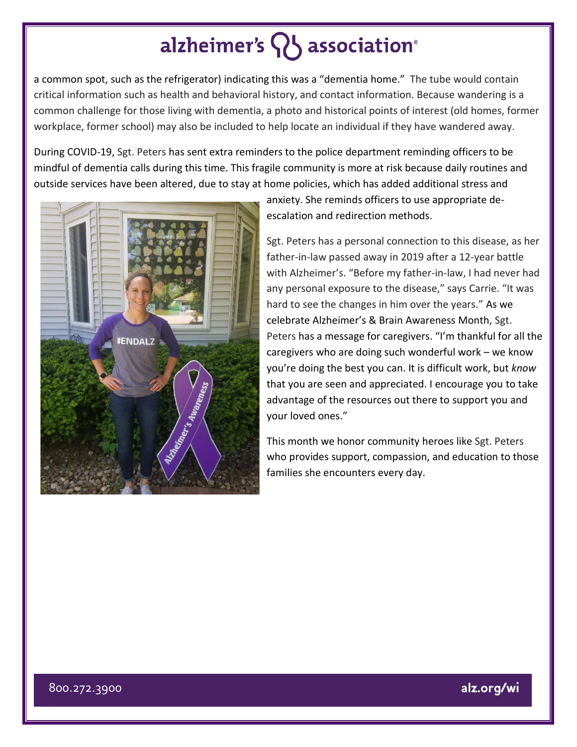a common spot, such as the refrigerator) indicating this was a "dementia home." The tube would contain critical information such as health and behavioral history, and contact information. Because wandering is a common challenge for those living with dementia, a photo and historical points of interest (old homes, former workplace, former school) may also be included to help locate an individual if they have wandered away.

During COVID-19, Sgt. Peters has sent extra reminders to the police department reminding officers to be mindful of dementia calls during this time. This fragile community is more at risk because daily routines and outside services have been altered, due to stay at home policies, which has added additional stress and anxiety. She reminds officers to use appropriate de-escalation and redirection methods.

Sgt. Peters has a personal connection to this disease, as her father-in-law passed away in 2019 after a 12-year battle with Alzheimer's. "Before my father-in-law, I had never had any personal exposure to the disease," says Carrie. "It was hard to see the changes in him over the years." As we celebrate Alzheimer's & Brain Awareness Month, Sgt. Peters has a message for caregivers. "I'm thankful for all the caregivers who are doing such wonderful work – we know you're doing the best you can. It is difficult work, but *know* that you are seen and appreciated. I encourage you to take advantage of the resources out there to support you and your loved ones."

This month we honor community heroes like Sgt. Peters who provides support, compassion, and education to those families she encounters every day.